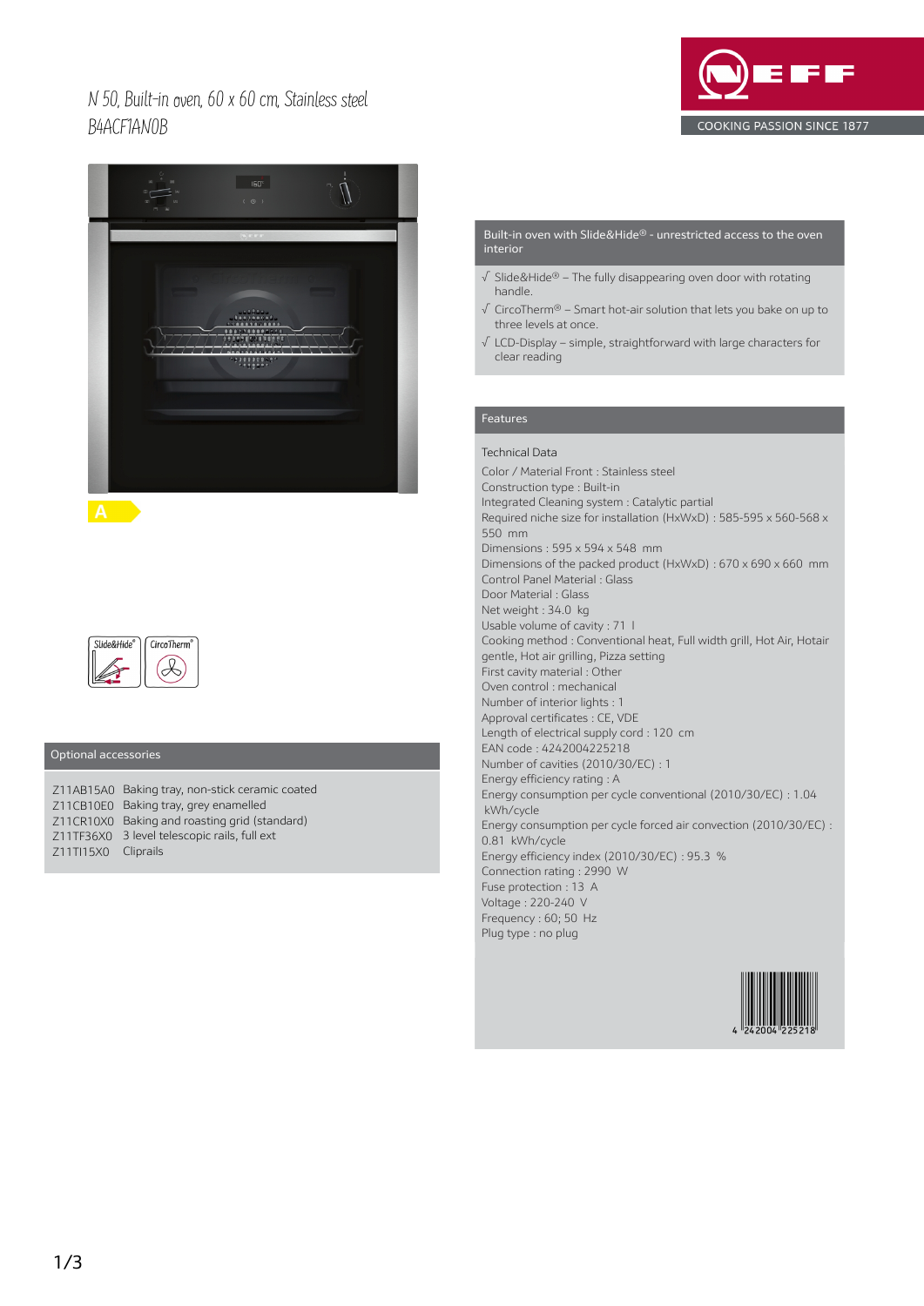# N 50, Built-in oven, 60 x 60 cm, Stainless steel
## B4ACF1AN0B

NEFF
COOKING PASSION SINCE 1877

A

Slide&Hide® CircoTherm®

## Optional accessories

| | |
|---|---|
| Z11AB15A0 | Baking tray, non-stick ceramic coated |
| Z11CB10E0 | Baking tray, grey enamelled |
| Z11CR10X0 | Baking and roasting grid (standard) |
| Z11TF36X0 | 3 level telescopic rails, full ext |
| Z11TI15X0 | Cliprails |

## Built-in oven with Slide&Hide® - unrestricted access to the oven interior

- √ Slide&Hide® – The fully disappearing oven door with rotating handle.
- √ CircoTherm® – Smart hot-air solution that lets you bake on up to three levels at once.
- √ LCD-Display – simple, straightforward with large characters for clear reading

## Features

Technical Data

Color / Material Front : Stainless steel
Construction type : Built-in
Integrated Cleaning system : Catalytic partial
Required niche size for installation (HxWxD) : 585-595 x 560-568 x 550 mm
Dimensions : 595 x 594 x 548 mm
Dimensions of the packed product (HxWxD) : 670 x 690 x 660 mm
Control Panel Material : Glass
Door Material : Glass
Net weight : 34.0 kg
Usable volume of cavity : 71 l
Cooking method : Conventional heat, Full width grill, Hot Air, Hotair gentle, Hot air grilling, Pizza setting
First cavity material : Other
Oven control : mechanical
Number of interior lights : 1
Approval certificates : CE, VDE
Length of electrical supply cord : 120 cm
EAN code : 4242004225218
Number of cavities (2010/30/EC) : 1
Energy efficiency rating : A
Energy consumption per cycle conventional (2010/30/EC) : 1.04 kWh/cycle
Energy consumption per cycle forced air convection (2010/30/EC) : 0.81 kWh/cycle
Energy efficiency index (2010/30/EC) : 95.3 %
Connection rating : 2990 W
Fuse protection : 13 A
Voltage : 220-240 V
Frequency : 60; 50 Hz
Plug type : no plug

4 242004 225218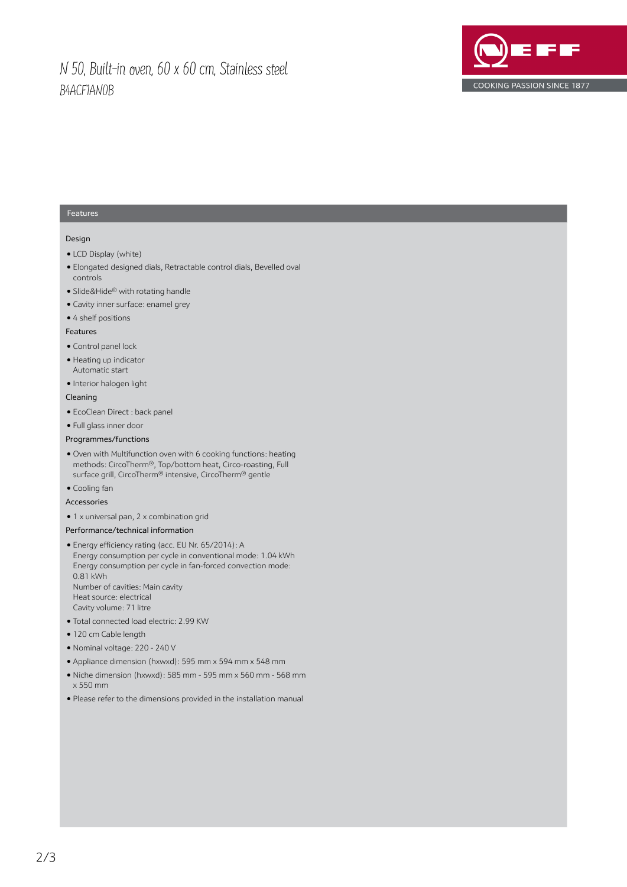# N 50, Built-in oven, 60 x 60 cm, Stainless steel

B4ACF1AN0B

## Features

### Design

- LCD Display (white)
- Elongated designed dials, Retractable control dials, Bevelled oval controls
- Slide&Hide® with rotating handle
- Cavity inner surface: enamel grey
- 4 shelf positions

### Features

- Control panel lock
- Heating up indicator
  Automatic start
- Interior halogen light

### Cleaning

- EcoClean Direct : back panel
- Full glass inner door

### Programmes/functions

- Oven with Multifunction oven with 6 cooking functions: heating methods: CircoTherm®, Top/bottom heat, Circo-roasting, Full surface grill, CircoTherm® intensive, CircoTherm® gentle
- Cooling fan

### Accessories

- 1 x universal pan, 2 x combination grid

### Performance/technical information

- Energy efficiency rating (acc. EU Nr. 65/2014): A
  Energy consumption per cycle in conventional mode: 1.04 kWh
  Energy consumption per cycle in fan-forced convection mode: 0.81 kWh
  Number of cavities: Main cavity
  Heat source: electrical
  Cavity volume: 71 litre
- Total connected load electric: 2.99 KW
- 120 cm Cable length
- Nominal voltage: 220 - 240 V
- Appliance dimension (hxwxd): 595 mm x 594 mm x 548 mm
- Niche dimension (hxwxd): 585 mm - 595 mm x 560 mm - 568 mm x 550 mm
- Please refer to the dimensions provided in the installation manual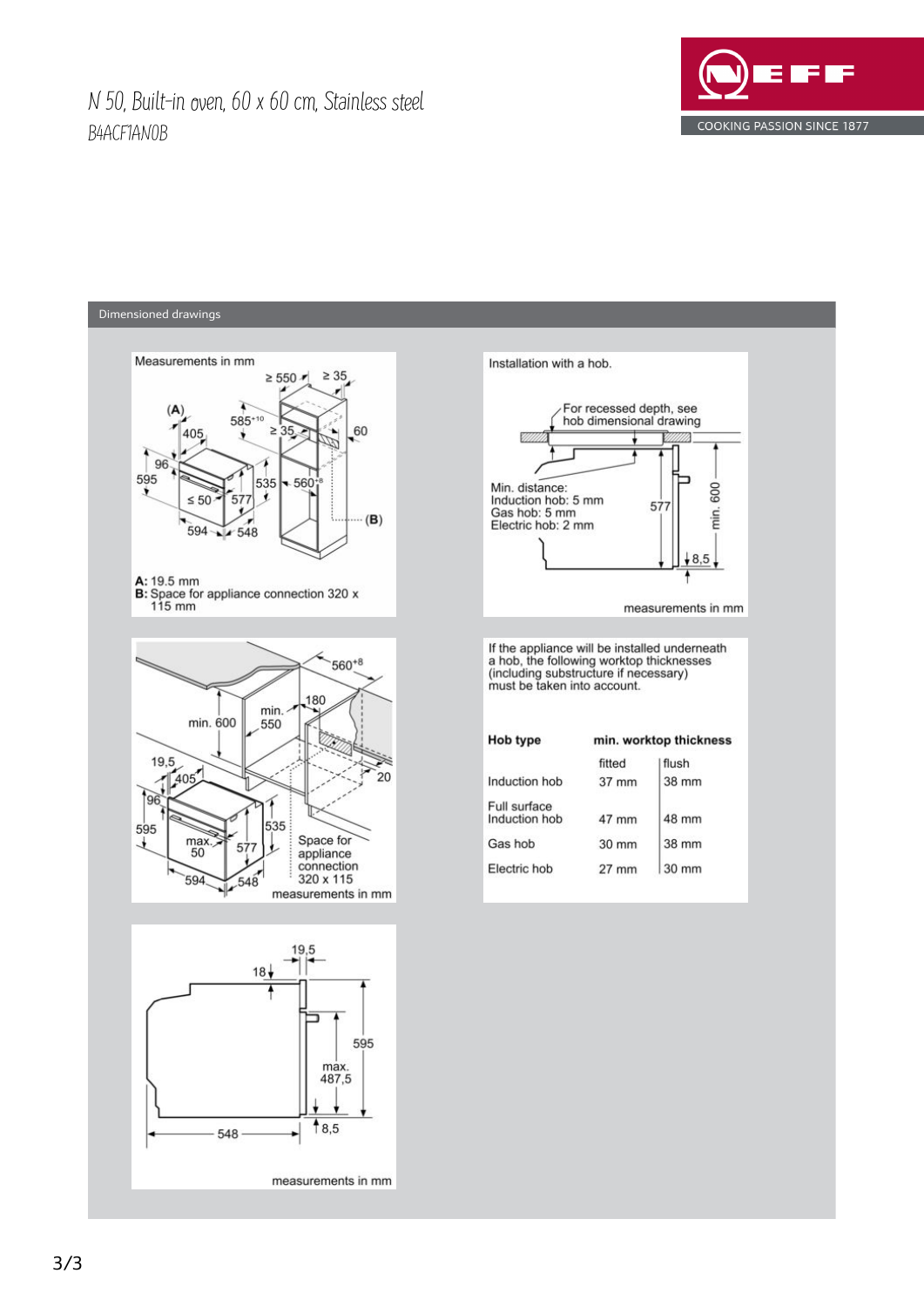N 50, Built-in oven, 60 x 60 cm, Stainless steel

B4ACF1AN0B

NEFF

COOKING PASSION SINCE 1877

## Dimensioned drawings

Measurements in mm

≥ 550
≥ 35
(A)
405
585 $^{+10}$
≥ 35
60
96
595
535
560 $^{+8}$
≤ 50
577
594
548
(B)

**A:** 19.5 mm
**B:** Space for appliance connection 320 x 115 mm

Installation with a hob.

For recessed depth, see hob dimensional drawing

Min. distance:
Induction hob: 5 mm
Gas hob: 5 mm
Electric hob: 2 mm

577
min. 600
8,5

measurements in mm

560 $^{+8}$
min. 600
min. 550
180
19,5
405
20
96
595
535
max. 50
577
Space for appliance connection 320 x 115
594
548
measurements in mm

If the appliance will be installed underneath a hob, the following worktop thicknesses (including substructure if necessary) must be taken into account.

| **Hob type** | **min. worktop thickness** | |
|---|---|---|
| | fitted | flush |
| Induction hob | 37 mm | 38 mm |
| Full surface Induction hob | 47 mm | 48 mm |
| Gas hob | 30 mm | 38 mm |
| Electric hob | 27 mm | 30 mm |

19,5
18
595
max. 487,5
8,5
548
measurements in mm